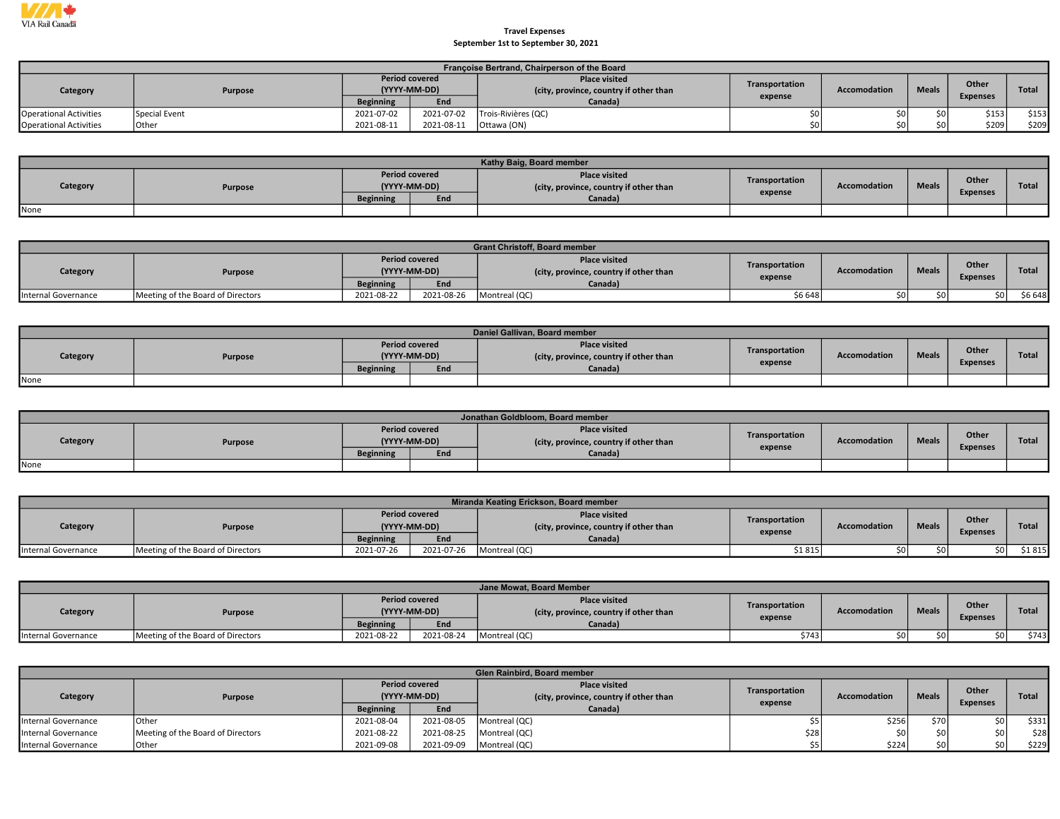VIA Rail Canada

**Travel Expenses**
**September 1st to September 30, 2021**

**Françoise Bertrand, Chairperson of the Board**

| Category | Purpose | Period covered (YYYY-MM-DD) Beginning | End | Place visited (city, province, country if other than Canada) | Transportation expense | Accomodation | Meals | Other Expenses | Total |
|---|---|---|---|---|---|---|---|---|---|
| Operational Activities | Special Event | 2021-07-02 | 2021-07-02 | Trois-Rivières (QC) | $0 | $0 | $0 | $153 | $153 |
| Operational Activities | Other | 2021-08-11 | 2021-08-11 | Ottawa (ON) | $0 | $0 | $0 | $209 | $209 |

**Kathy Baig, Board member**

| Category | Purpose | Period covered (YYYY-MM-DD) Beginning | End | Place visited (city, province, country if other than Canada) | Transportation expense | Accomodation | Meals | Other Expenses | Total |
|---|---|---|---|---|---|---|---|---|---|
| None | | | | | | | | | |

**Grant Christoff, Board member**

| Category | Purpose | Period covered (YYYY-MM-DD) Beginning | End | Place visited (city, province, country if other than Canada) | Transportation expense | Accomodation | Meals | Other Expenses | Total |
|---|---|---|---|---|---|---|---|---|---|
| Internal Governance | Meeting of the Board of Directors | 2021-08-22 | 2021-08-26 | Montreal (QC) | $6 648 | $0 | $0 | $0 | $6 648 |

**Daniel Gallivan, Board member**

| Category | Purpose | Period covered (YYYY-MM-DD) Beginning | End | Place visited (city, province, country if other than Canada) | Transportation expense | Accomodation | Meals | Other Expenses | Total |
|---|---|---|---|---|---|---|---|---|---|
| None | | | | | | | | | |

**Jonathan Goldbloom, Board member**

| Category | Purpose | Period covered (YYYY-MM-DD) Beginning | End | Place visited (city, province, country if other than Canada) | Transportation expense | Accomodation | Meals | Other Expenses | Total |
|---|---|---|---|---|---|---|---|---|---|
| None | | | | | | | | | |

**Miranda Keating Erickson, Board member**

| Category | Purpose | Period covered (YYYY-MM-DD) Beginning | End | Place visited (city, province, country if other than Canada) | Transportation expense | Accomodation | Meals | Other Expenses | Total |
|---|---|---|---|---|---|---|---|---|---|
| Internal Governance | Meeting of the Board of Directors | 2021-07-26 | 2021-07-26 | Montreal (QC) | $1 815 | $0 | $0 | $0 | $1 815 |

**Jane Mowat, Board Member**

| Category | Purpose | Period covered (YYYY-MM-DD) Beginning | End | Place visited (city, province, country if other than Canada) | Transportation expense | Accomodation | Meals | Other Expenses | Total |
|---|---|---|---|---|---|---|---|---|---|
| Internal Governance | Meeting of the Board of Directors | 2021-08-22 | 2021-08-24 | Montreal (QC) | $743 | $0 | $0 | $0 | $743 |

**Glen Rainbird, Board member**

| Category | Purpose | Period covered (YYYY-MM-DD) Beginning | End | Place visited (city, province, country if other than Canada) | Transportation expense | Accomodation | Meals | Other Expenses | Total |
|---|---|---|---|---|---|---|---|---|---|
| Internal Governance | Other | 2021-08-04 | 2021-08-05 | Montreal (QC) | $5 | $256 | $70 | $0 | $331 |
| Internal Governance | Meeting of the Board of Directors | 2021-08-22 | 2021-08-25 | Montreal (QC) | $28 | $0 | $0 | $0 | $28 |
| Internal Governance | Other | 2021-09-08 | 2021-09-09 | Montreal (QC) | $5 | $224 | $0 | $0 | $229 |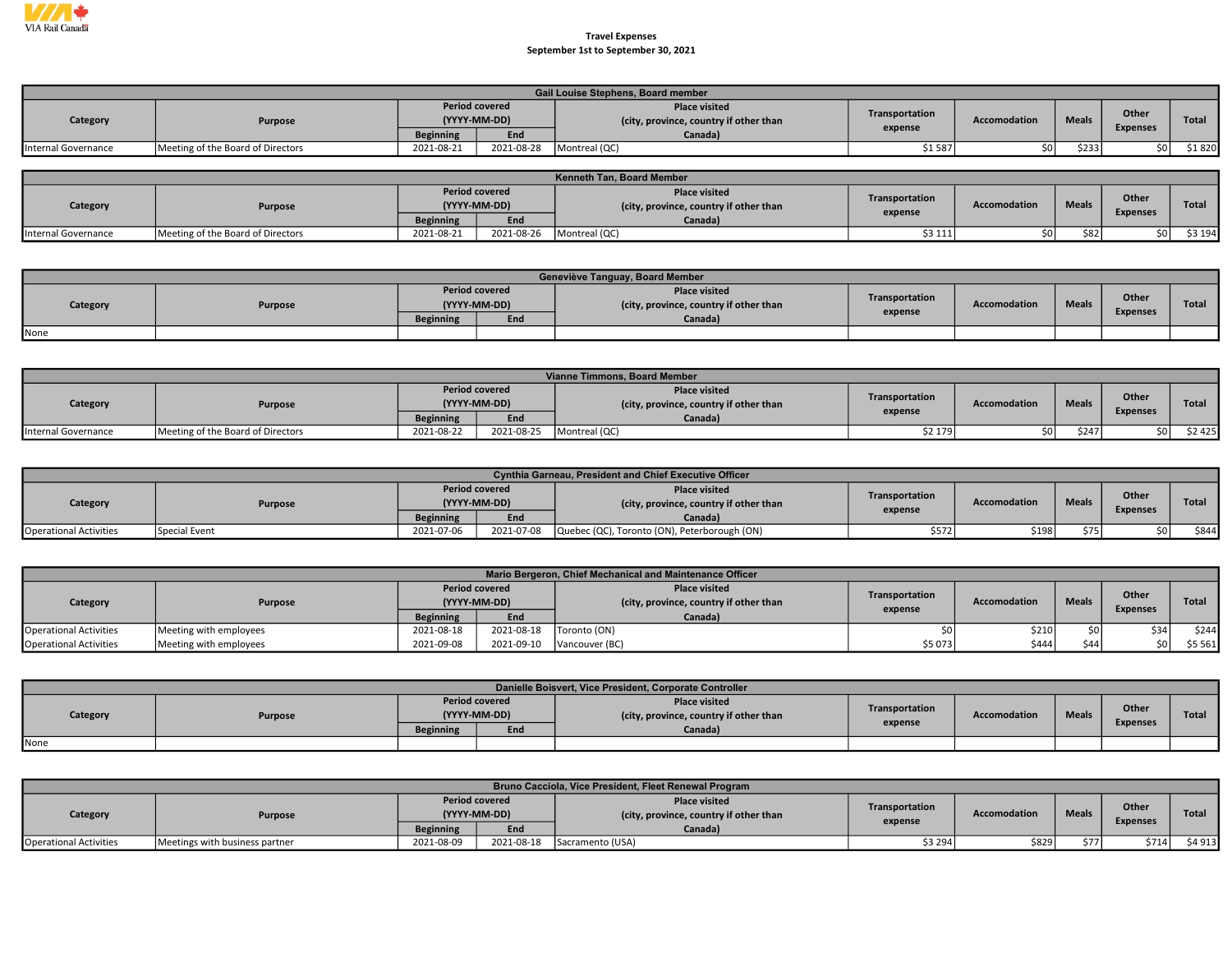VIA Rail Canada

**Travel Expenses**
**September 1st to September 30, 2021**

| Gail Louise Stephens, Board member | | | | | | | | | |
|---|---|---|---|---|---|---|---|---|---|
| Category | Purpose | Period covered (YYYY-MM-DD) | | Place visited (city, province, country if other than Canada) | Transportation expense | Accomodation | Meals | Other Expenses | Total |
| | | Beginning | End | | | | | | |
| Internal Governance | Meeting of the Board of Directors | 2021-08-21 | 2021-08-28 | Montreal (QC) | $1 587 | $0 | $233 | $0 | $1 820 |

| Kenneth Tan, Board Member | | | | | | | | | |
|---|---|---|---|---|---|---|---|---|---|
| Category | Purpose | Period covered (YYYY-MM-DD) | | Place visited (city, province, country if other than Canada) | Transportation expense | Accomodation | Meals | Other Expenses | Total |
| | | Beginning | End | | | | | | |
| Internal Governance | Meeting of the Board of Directors | 2021-08-21 | 2021-08-26 | Montreal (QC) | $3 111 | $0 | $82 | $0 | $3 194 |

| Geneviève Tanguay, Board Member | | | | | | | | | |
|---|---|---|---|---|---|---|---|---|---|
| Category | Purpose | Period covered (YYYY-MM-DD) | | Place visited (city, province, country if other than Canada) | Transportation expense | Accomodation | Meals | Other Expenses | Total |
| | | Beginning | End | | | | | | |
| None | | | | | | | | | |

| Vianne Timmons, Board Member | | | | | | | | | |
|---|---|---|---|---|---|---|---|---|---|
| Category | Purpose | Period covered (YYYY-MM-DD) | | Place visited (city, province, country if other than Canada) | Transportation expense | Accomodation | Meals | Other Expenses | Total |
| | | Beginning | End | | | | | | |
| Internal Governance | Meeting of the Board of Directors | 2021-08-22 | 2021-08-25 | Montreal (QC) | $2 179 | $0 | $247 | $0 | $2 425 |

| Cynthia Garneau, President and Chief Executive Officer | | | | | | | | | |
|---|---|---|---|---|---|---|---|---|---|
| Category | Purpose | Period covered (YYYY-MM-DD) | | Place visited (city, province, country if other than Canada) | Transportation expense | Accomodation | Meals | Other Expenses | Total |
| | | Beginning | End | | | | | | |
| Operational Activities | Special Event | 2021-07-06 | 2021-07-08 | Quebec (QC), Toronto (ON), Peterborough (ON) | $572 | $198 | $75 | $0 | $844 |

| Mario Bergeron, Chief Mechanical and Maintenance Officer | | | | | | | | | |
|---|---|---|---|---|---|---|---|---|---|
| Category | Purpose | Period covered (YYYY-MM-DD) | | Place visited (city, province, country if other than Canada) | Transportation expense | Accomodation | Meals | Other Expenses | Total |
| | | Beginning | End | | | | | | |
| Operational Activities | Meeting with employees | 2021-08-18 | 2021-08-18 | Toronto (ON) | $0 | $210 | $0 | $34 | $244 |
| Operational Activities | Meeting with employees | 2021-09-08 | 2021-09-10 | Vancouver (BC) | $5 073 | $444 | $44 | $0 | $5 561 |

| Danielle Boisvert, Vice President, Corporate Controller | | | | | | | | | |
|---|---|---|---|---|---|---|---|---|---|
| Category | Purpose | Period covered (YYYY-MM-DD) | | Place visited (city, province, country if other than Canada) | Transportation expense | Accomodation | Meals | Other Expenses | Total |
| | | Beginning | End | | | | | | |
| None | | | | | | | | | |

| Bruno Cacciola, Vice President, Fleet Renewal Program | | | | | | | | | |
|---|---|---|---|---|---|---|---|---|---|
| Category | Purpose | Period covered (YYYY-MM-DD) | | Place visited (city, province, country if other than Canada) | Transportation expense | Accomodation | Meals | Other Expenses | Total |
| | | Beginning | End | | | | | | |
| Operational Activities | Meetings with business partner | 2021-08-09 | 2021-08-18 | Sacramento (USA) | $3 294 | $829 | $77 | $714 | $4 913 |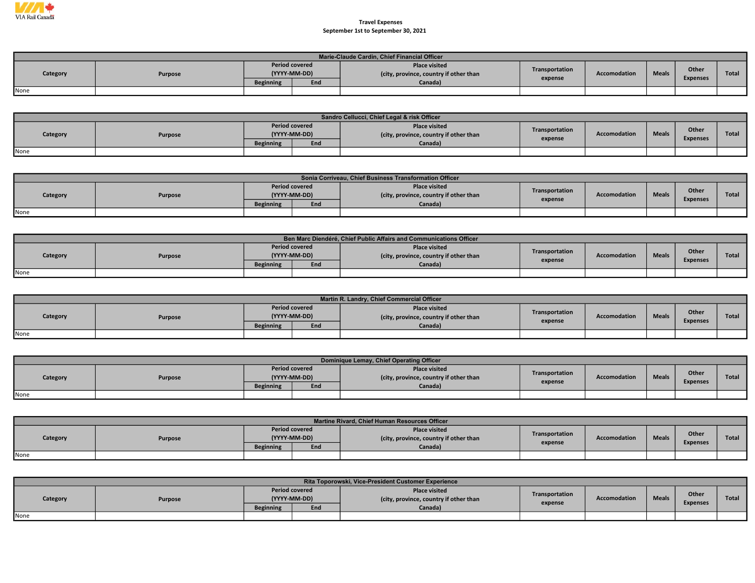VIA Rail Canada

Travel Expenses
September 1st to September 30, 2021

| Marie-Claude Cardin, Chief Financial Officer | | | | | | | | | |
|---|---|---|---|---|---|---|---|---|---|
| Category | Purpose | Period covered (YYYY-MM-DD) | | Place visited (city, province, country if other than Canada) | Transportation expense | Accomodation | Meals | Other Expenses | Total |
| | | Beginning | End | | | | | | |
| None | | | | | | | | | |

| Sandro Cellucci, Chief Legal & risk Officer | | | | | | | | | |
|---|---|---|---|---|---|---|---|---|---|
| Category | Purpose | Period covered (YYYY-MM-DD) | | Place visited (city, province, country if other than Canada) | Transportation expense | Accomodation | Meals | Other Expenses | Total |
| | | Beginning | End | | | | | | |
| None | | | | | | | | | |

| Sonia Corriveau, Chief Business Transformation Officer | | | | | | | | | |
|---|---|---|---|---|---|---|---|---|---|
| Category | Purpose | Period covered (YYYY-MM-DD) | | Place visited (city, province, country if other than Canada) | Transportation expense | Accomodation | Meals | Other Expenses | Total |
| | | Beginning | End | | | | | | |
| None | | | | | | | | | |

| Ben Marc Diendéré, Chief Public Affairs and Communications Officer | | | | | | | | | |
|---|---|---|---|---|---|---|---|---|---|
| Category | Purpose | Period covered (YYYY-MM-DD) | | Place visited (city, province, country if other than Canada) | Transportation expense | Accomodation | Meals | Other Expenses | Total |
| | | Beginning | End | | | | | | |
| None | | | | | | | | | |

| Martin R. Landry, Chief Commercial Officer | | | | | | | | | |
|---|---|---|---|---|---|---|---|---|---|
| Category | Purpose | Period covered (YYYY-MM-DD) | | Place visited (city, province, country if other than Canada) | Transportation expense | Accomodation | Meals | Other Expenses | Total |
| | | Beginning | End | | | | | | |
| None | | | | | | | | | |

| Dominique Lemay, Chief Operating Officer | | | | | | | | | |
|---|---|---|---|---|---|---|---|---|---|
| Category | Purpose | Period covered (YYYY-MM-DD) | | Place visited (city, province, country if other than Canada) | Transportation expense | Accomodation | Meals | Other Expenses | Total |
| | | Beginning | End | | | | | | |
| None | | | | | | | | | |

| Martine Rivard, Chief Human Resources Officer | | | | | | | | | |
|---|---|---|---|---|---|---|---|---|---|
| Category | Purpose | Period covered (YYYY-MM-DD) | | Place visited (city, province, country if other than Canada) | Transportation expense | Accomodation | Meals | Other Expenses | Total |
| | | Beginning | End | | | | | | |
| None | | | | | | | | | |

| Rita Toporowski, Vice-President Customer Experience | | | | | | | | | |
|---|---|---|---|---|---|---|---|---|---|
| Category | Purpose | Period covered (YYYY-MM-DD) | | Place visited (city, province, country if other than Canada) | Transportation expense | Accomodation | Meals | Other Expenses | Total |
| | | Beginning | End | | | | | | |
| None | | | | | | | | | |